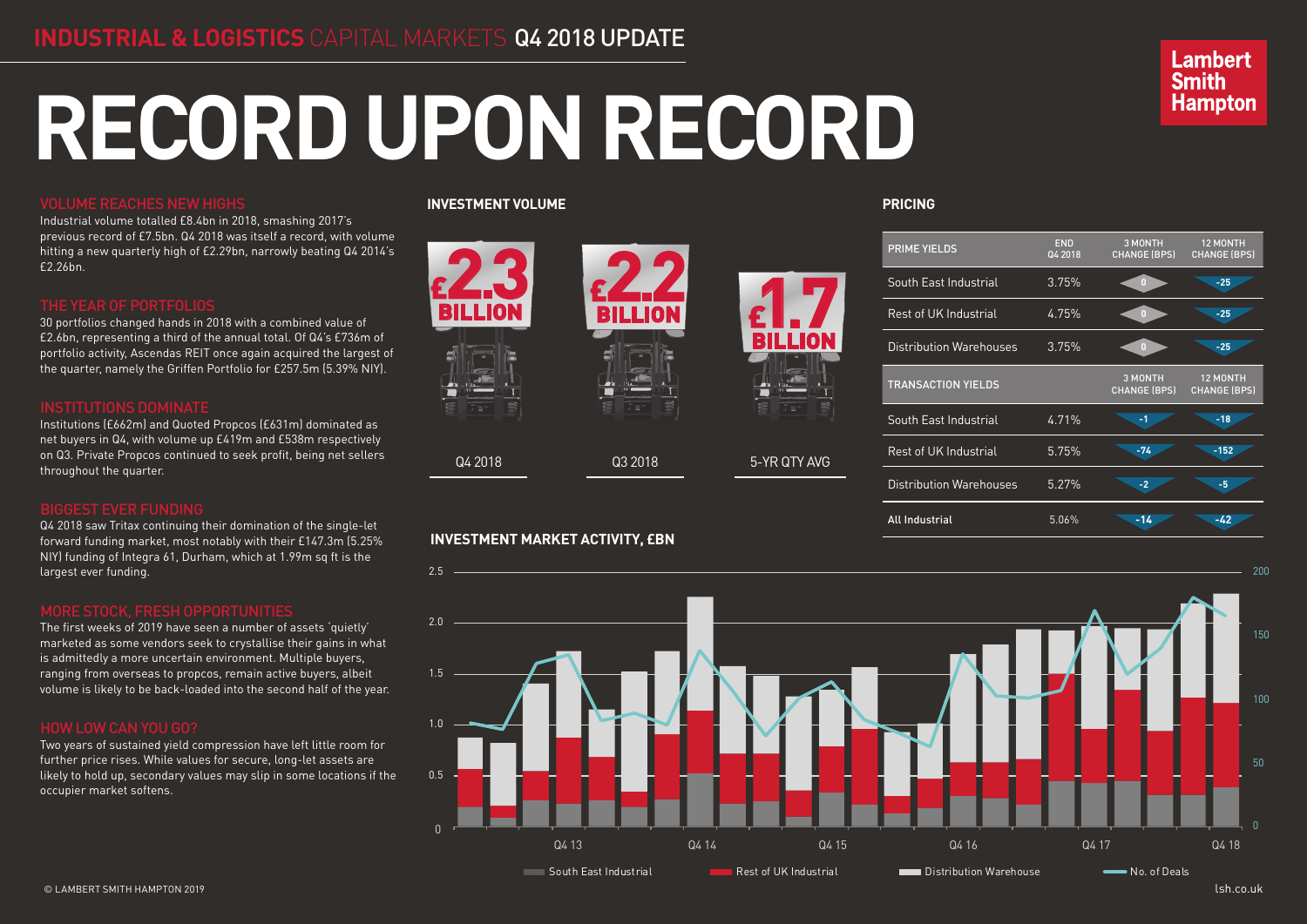INDUSTRIAL & LOGISTICS CAPITAL MARKETS Q4 2018 UPDATE

Lambert Smith Hampton

# RECORD UPON RECORD

## VOLUME REACHES NEW HIGHS

Industrial volume totalled £8.4bn in 2018, smashing 2017's previous record of £7.5bn. Q4 2018 was itself a record, with volume hitting a new quarterly high of £2.29bn, narrowly beating Q4 2014's £2.26bn.

## THE YEAR OF PORTFOLIOS

30 portfolios changed hands in 2018 with a combined value of £2.6bn, representing a third of the annual total. Of Q4's £736m of portfolio activity, Ascendas REIT once again acquired the largest of the quarter, namely the Griffen Portfolio for £257.5m (5.39% NIY).

## INSTITUTIONS DOMINATE

Institutions (£662m) and Quoted Propcos (£631m) dominated as net buyers in Q4, with volume up £419m and £538m respectively on Q3. Private Propcos continued to seek profit, being net sellers throughout the quarter.

## BIGGEST EVER FUNDING

Q4 2018 saw Tritax continuing their domination of the single-let forward funding market, most notably with their £147.3m (5.25% NIY) funding of Integra 61, Durham, which at 1.99m sq ft is the largest ever funding.

## MORE STOCK, FRESH OPPORTUNITIES

The first weeks of 2019 have seen a number of assets 'quietly' marketed as some vendors seek to crystallise their gains in what is admittedly a more uncertain environment. Multiple buyers, ranging from overseas to propcos, remain active buyers, albeit volume is likely to be back-loaded into the second half of the year.

## HOW LOW CAN YOU GO?

Two years of sustained yield compression have left little room for further price rises. While values for secure, long-let assets are likely to hold up, secondary values may slip in some locations if the occupier market softens.

## INVESTMENT VOLUME

| Q4 2018 | Q3 2018 | 5-YR QTY AVG |
|---|---|---|
| £2.3 BILLION | £2.2 BILLION | £1.7 BILLION |

## PRICING

| PRIME YIELDS | END Q4 2018 | 3 MONTH CHANGE (BPS) | 12 MONTH CHANGE (BPS) |
|---|---|---|---|
| South East Industrial | 3.75% | 0 | -25 |
| Rest of UK Industrial | 4.75% | 0 | -25 |
| Distribution Warehouses | 3.75% | 0 | -25 |
| **TRANSACTION YIELDS** | | **3 MONTH CHANGE (BPS)** | **12 MONTH CHANGE (BPS)** |
| South East Industrial | 4.71% | -1 | -18 |
| Rest of UK Industrial | 5.75% | -74 | -152 |
| Distribution Warehouses | 5.27% | -2 | -5 |
| **All Industrial** | 5.06% | -14 | -42 |

## INVESTMENT MARKET ACTIVITY, £BN

Chart: quarterly stacked bars (left axis 0–2.5 £bn) and line (right axis 0–200), Q4 12 to Q4 18, with labels Q4 13, Q4 14, Q4 15, Q4 16, Q4 17, Q4 18.

Legend: South East Industrial, Rest of UK Industrial, Distribution Warehouse, No. of Deals

© LAMBERT SMITH HAMPTON 2019

lsh.co.uk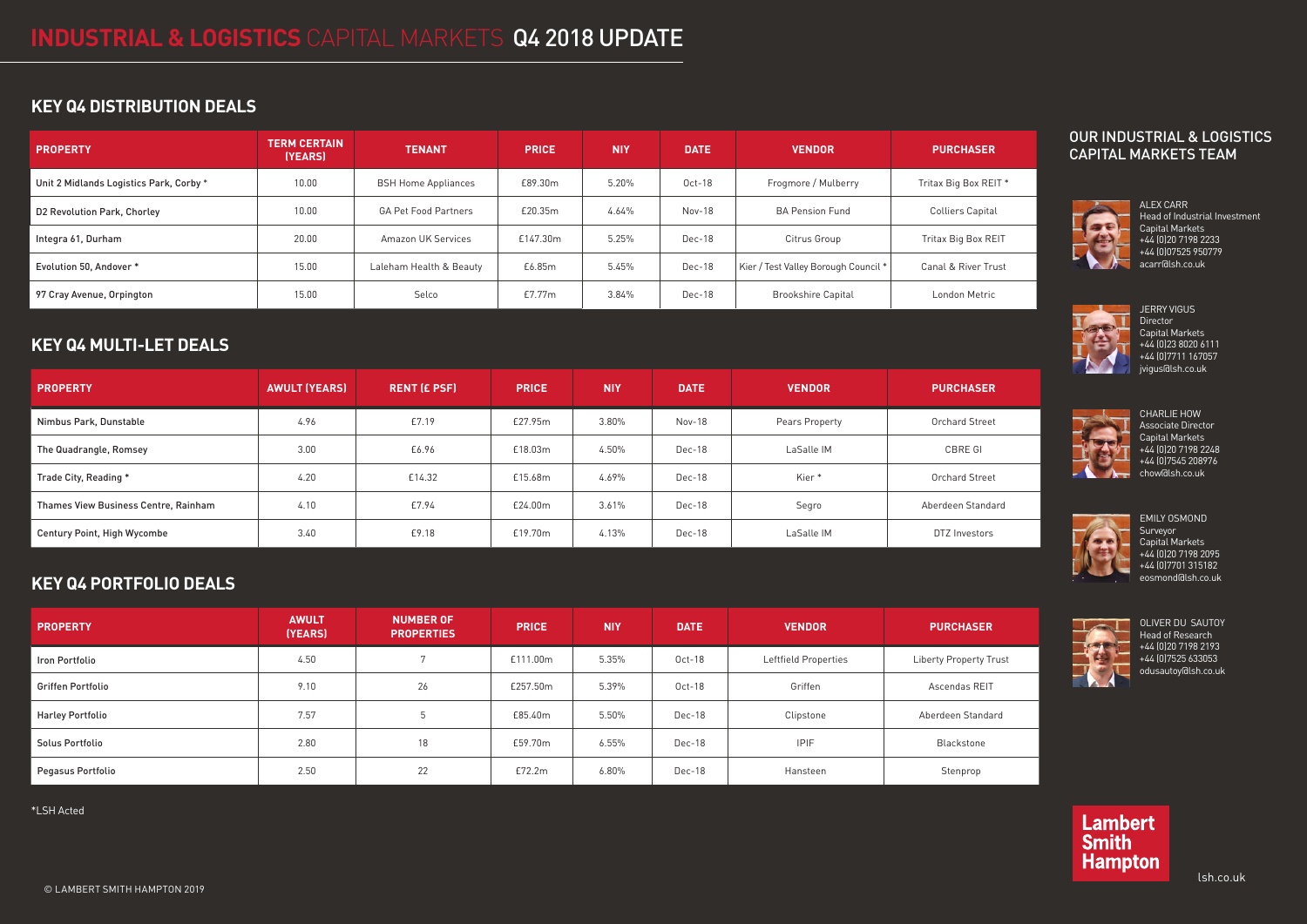# INDUSTRIAL & LOGISTICS CAPITAL MARKETS Q4 2018 UPDATE

## KEY Q4 DISTRIBUTION DEALS

| PROPERTY | TERM CERTAIN (YEARS) | TENANT | PRICE | NIY | DATE | VENDOR | PURCHASER |
|---|---|---|---|---|---|---|---|
| Unit 2 Midlands Logistics Park, Corby * | 10.00 | BSH Home Appliances | £89.30m | 5.20% | Oct-18 | Frogmore / Mulberry | Tritax Big Box REIT * |
| D2 Revolution Park, Chorley | 10.00 | GA Pet Food Partners | £20.35m | 4.64% | Nov-18 | BA Pension Fund | Colliers Capital |
| Integra 61, Durham | 20.00 | Amazon UK Services | £147.30m | 5.25% | Dec-18 | Citrus Group | Tritax Big Box REIT |
| Evolution 50, Andover * | 15.00 | Laleham Health & Beauty | £6.85m | 5.45% | Dec-18 | Kier / Test Valley Borough Council * | Canal & River Trust |
| 97 Cray Avenue, Orpington | 15.00 | Selco | £7.77m | 3.84% | Dec-18 | Brookshire Capital | London Metric |

## KEY Q4 MULTI-LET DEALS

| PROPERTY | AWULT (YEARS) | RENT (£ PSF) | PRICE | NIY | DATE | VENDOR | PURCHASER |
|---|---|---|---|---|---|---|---|
| Nimbus Park, Dunstable | 4.96 | £7.19 | £27.95m | 3.80% | Nov-18 | Pears Property | Orchard Street |
| The Quadrangle, Romsey | 3.00 | £6.96 | £18.03m | 4.50% | Dec-18 | LaSalle IM | CBRE GI |
| Trade City, Reading * | 4.20 | £14.32 | £15.68m | 4.69% | Dec-18 | Kier * | Orchard Street |
| Thames View Business Centre, Rainham | 4.10 | £7.94 | £24.00m | 3.61% | Dec-18 | Segro | Aberdeen Standard |
| Century Point, High Wycombe | 3.40 | £9.18 | £19.70m | 4.13% | Dec-18 | LaSalle IM | DTZ Investors |

## KEY Q4 PORTFOLIO DEALS

| PROPERTY | AWULT (YEARS) | NUMBER OF PROPERTIES | PRICE | NIY | DATE | VENDOR | PURCHASER |
|---|---|---|---|---|---|---|---|
| Iron Portfolio | 4.50 | 7 | £111.00m | 5.35% | Oct-18 | Leftfield Properties | Liberty Property Trust |
| Griffen Portfolio | 9.10 | 26 | £257.50m | 5.39% | Oct-18 | Griffen | Ascendas REIT |
| Harley Portfolio | 7.57 | 5 | £85.40m | 5.50% | Dec-18 | Clipstone | Aberdeen Standard |
| Solus Portfolio | 2.80 | 18 | £59.70m | 6.55% | Dec-18 | IPIF | Blackstone |
| Pegasus Portfolio | 2.50 | 22 | £72.2m | 6.80% | Dec-18 | Hansteen | Stenprop |

*LSH Acted

## OUR INDUSTRIAL & LOGISTICS CAPITAL MARKETS TEAM

ALEX CARR
Head of Industrial Investment
Capital Markets
+44 (0)20 7198 2233
+44 (0)07525 950779
acarr@lsh.co.uk

JERRY VIGUS
Director
Capital Markets
+44 (0)23 8020 6111
+44 (0)7711 167057
jvigus@lsh.co.uk

CHARLIE HOW
Associate Director
Capital Markets
+44 (0)20 7198 2248
+44 (0)7545 208976
chow@lsh.co.uk

EMILY OSMOND
Surveyor
Capital Markets
+44 (0)20 7198 2095
+44 (0)7701 315182
eosmond@lsh.co.uk

OLIVER DU SAUTOY
Head of Research
+44 (0)20 7198 2193
+44 (0)7525 633053
odusautoy@lsh.co.uk

Lambert Smith Hampton

lsh.co.uk

© LAMBERT SMITH HAMPTON 2019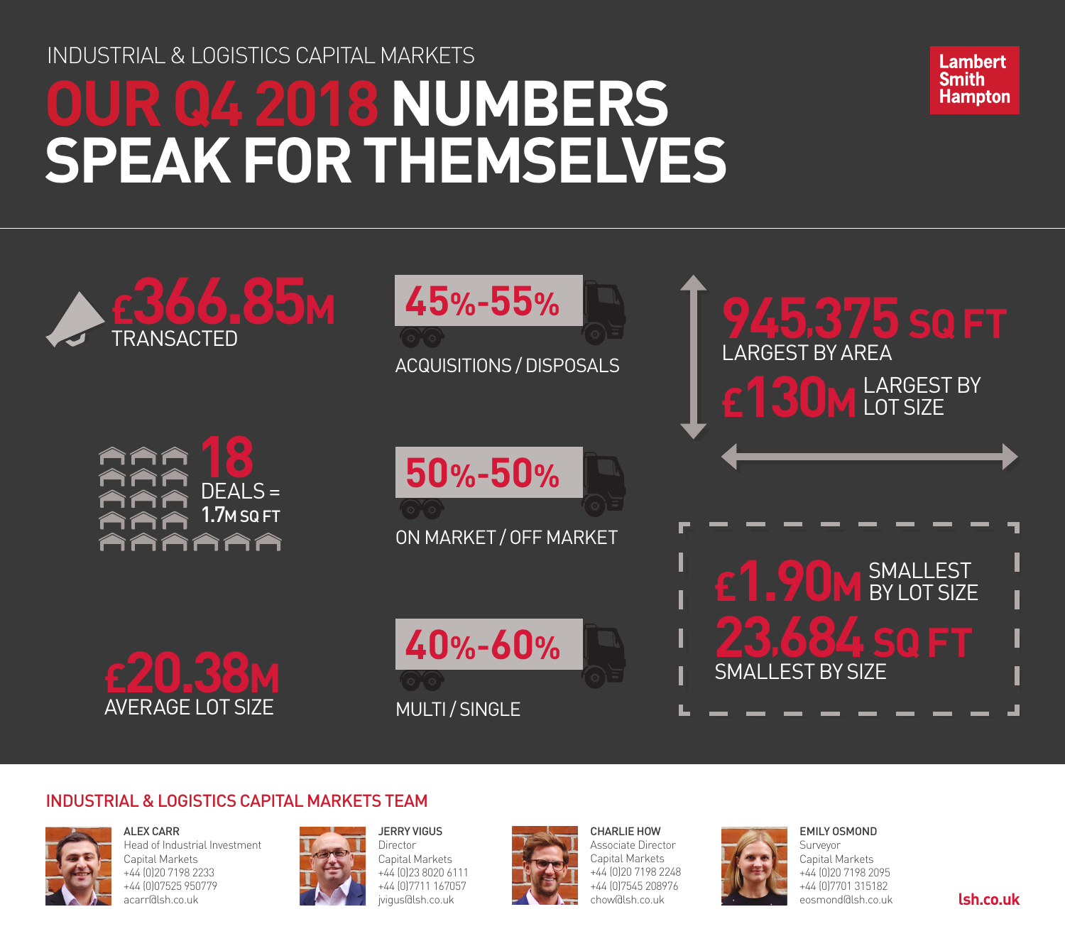INDUSTRIAL & LOGISTICS CAPITAL MARKETS

# OUR Q4 2018 NUMBERS SPEAK FOR THEMSELVES

Lambert Smith Hampton

**£366.85M** TRANSACTED

**45%-55%** ACQUISITIONS / DISPOSALS

**945,375 SQ FT** LARGEST BY AREA

**£130M** LARGEST BY LOT SIZE

**18** DEALS = **1.7M SQ FT**

**50%-50%** ON MARKET / OFF MARKET

**£1.90M** SMALLEST BY LOT SIZE

**23,684 SQ FT** SMALLEST BY SIZE

**£20.38M** AVERAGE LOT SIZE

**40%-60%** MULTI / SINGLE

## INDUSTRIAL & LOGISTICS CAPITAL MARKETS TEAM

**ALEX CARR**
Head of Industrial Investment
Capital Markets
+44 (0)20 7198 2233
+44 (0)7525 950779
acarr@lsh.co.uk

**JERRY VIGUS**
Director
Capital Markets
+44 (0)23 8020 6111
+44 (0)7711 167057
jvigus@lsh.co.uk

**CHARLIE HOW**
Associate Director
Capital Markets
+44 (0)20 7198 2248
+44 (0)7545 208976
chow@lsh.co.uk

**EMILY OSMOND**
Surveyor
Capital Markets
+44 (0)20 7198 2095
+44 (0)7701 315182
eosmond@lsh.co.uk

lsh.co.uk